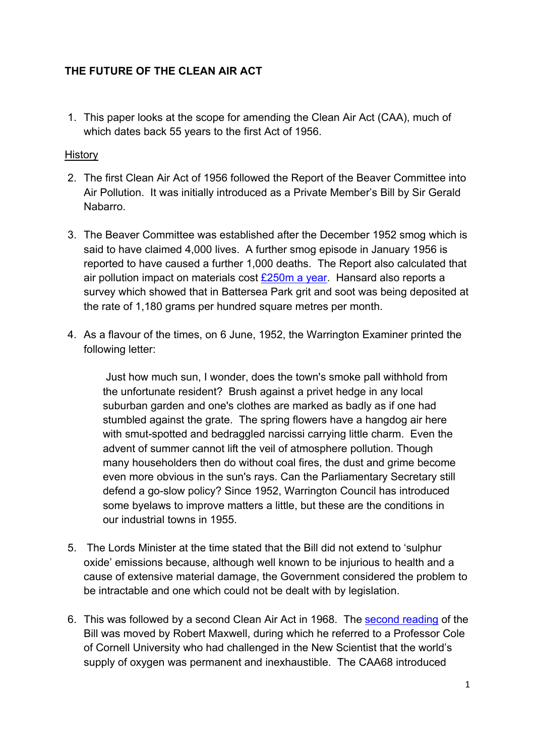**THE FUTURE OF THE CLEAN AIR ACT**

1. This paper looks at the scope for amending the Clean Air Act (CAA), much of which dates back 55 years to the first Act of 1956.

History

2. The first Clean Air Act of 1956 followed the Report of the Beaver Committee into Air Pollution. It was initially introduced as a Private Member's Bill by Sir Gerald Nabarro.

3. The Beaver Committee was established after the December 1952 smog which is said to have claimed 4,000 lives. A further smog episode in January 1956 is reported to have caused a further 1,000 deaths. The Report also calculated that air pollution impact on materials cost £250m a year. Hansard also reports a survey which showed that in Battersea Park grit and soot was being deposited at the rate of 1,180 grams per hundred square metres per month.

4. As a flavour of the times, on 6 June, 1952, the Warrington Examiner printed the following letter:

   > Just how much sun, I wonder, does the town's smoke pall withhold from the unfortunate resident? Brush against a privet hedge in any local suburban garden and one's clothes are marked as badly as if one had stumbled against the grate. The spring flowers have a hangdog air here with smut-spotted and bedraggled narcissi carrying little charm. Even the advent of summer cannot lift the veil of atmosphere pollution. Though many householders then do without coal fires, the dust and grime become even more obvious in the sun's rays. Can the Parliamentary Secretary still defend a go-slow policy? Since 1952, Warrington Council has introduced some byelaws to improve matters a little, but these are the conditions in our industrial towns in 1955.

5. The Lords Minister at the time stated that the Bill did not extend to 'sulphur oxide' emissions because, although well known to be injurious to health and a cause of extensive material damage, the Government considered the problem to be intractable and one which could not be dealt with by legislation.

6. This was followed by a second Clean Air Act in 1968. The second reading of the Bill was moved by Robert Maxwell, during which he referred to a Professor Cole of Cornell University who had challenged in the New Scientist that the world's supply of oxygen was permanent and inexhaustible. The CAA68 introduced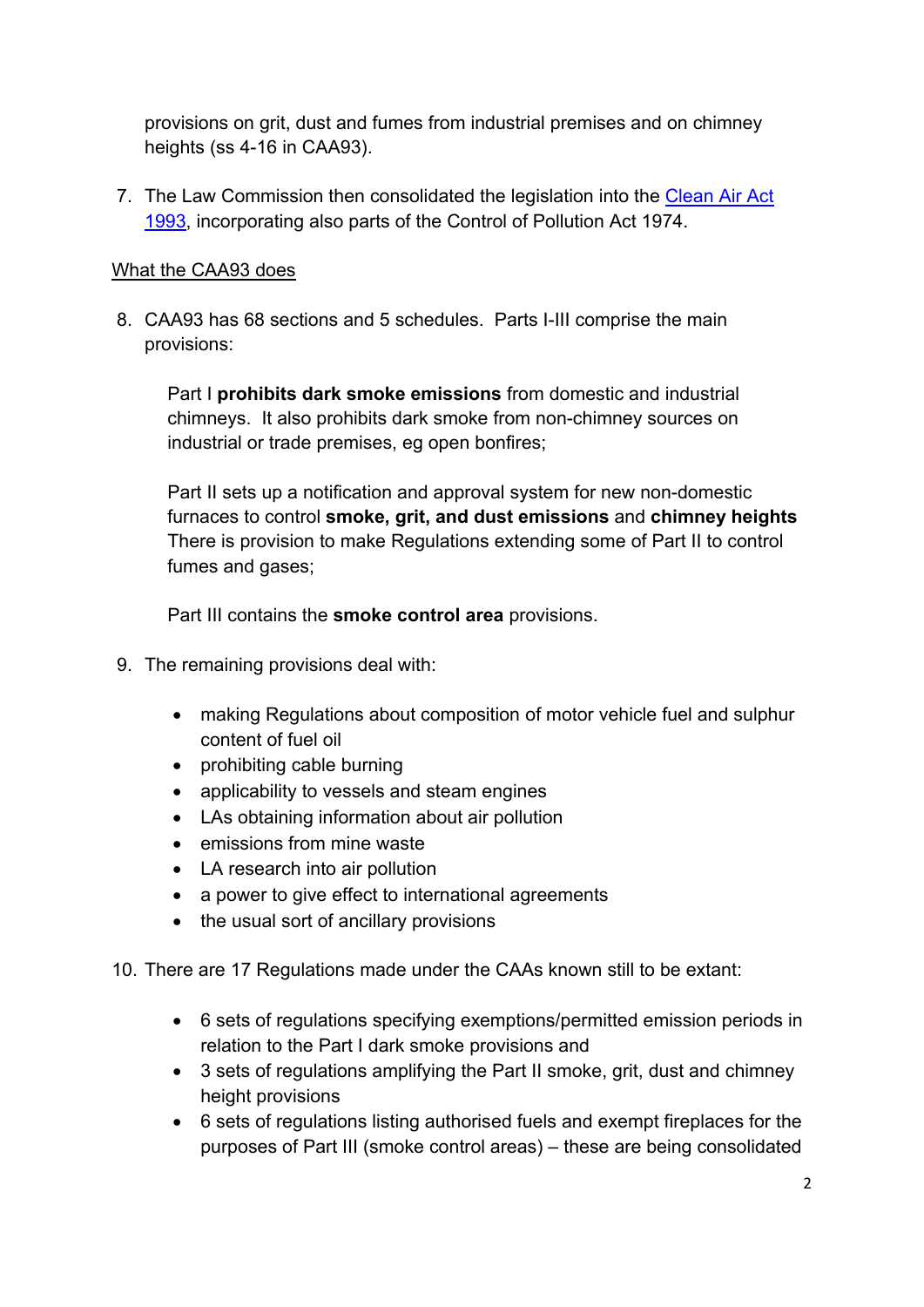provisions on grit, dust and fumes from industrial premises and on chimney heights (ss 4-16 in CAA93).

7. The Law Commission then consolidated the legislation into the [Clean Air Act 1993](), incorporating also parts of the Control of Pollution Act 1974.

What the CAA93 does

8. CAA93 has 68 sections and 5 schedules. Parts I-III comprise the main provisions:

   Part I **prohibits dark smoke emissions** from domestic and industrial chimneys. It also prohibits dark smoke from non-chimney sources on industrial or trade premises, eg open bonfires;

   Part II sets up a notification and approval system for new non-domestic furnaces to control **smoke, grit, and dust emissions** and **chimney heights** There is provision to make Regulations extending some of Part II to control fumes and gases;

   Part III contains the **smoke control area** provisions.

9. The remaining provisions deal with:

   - making Regulations about composition of motor vehicle fuel and sulphur content of fuel oil
   - prohibiting cable burning
   - applicability to vessels and steam engines
   - LAs obtaining information about air pollution
   - emissions from mine waste
   - LA research into air pollution
   - a power to give effect to international agreements
   - the usual sort of ancillary provisions

10. There are 17 Regulations made under the CAAs known still to be extant:

   - 6 sets of regulations specifying exemptions/permitted emission periods in relation to the Part I dark smoke provisions and
   - 3 sets of regulations amplifying the Part II smoke, grit, dust and chimney height provisions
   - 6 sets of regulations listing authorised fuels and exempt fireplaces for the purposes of Part III (smoke control areas) – these are being consolidated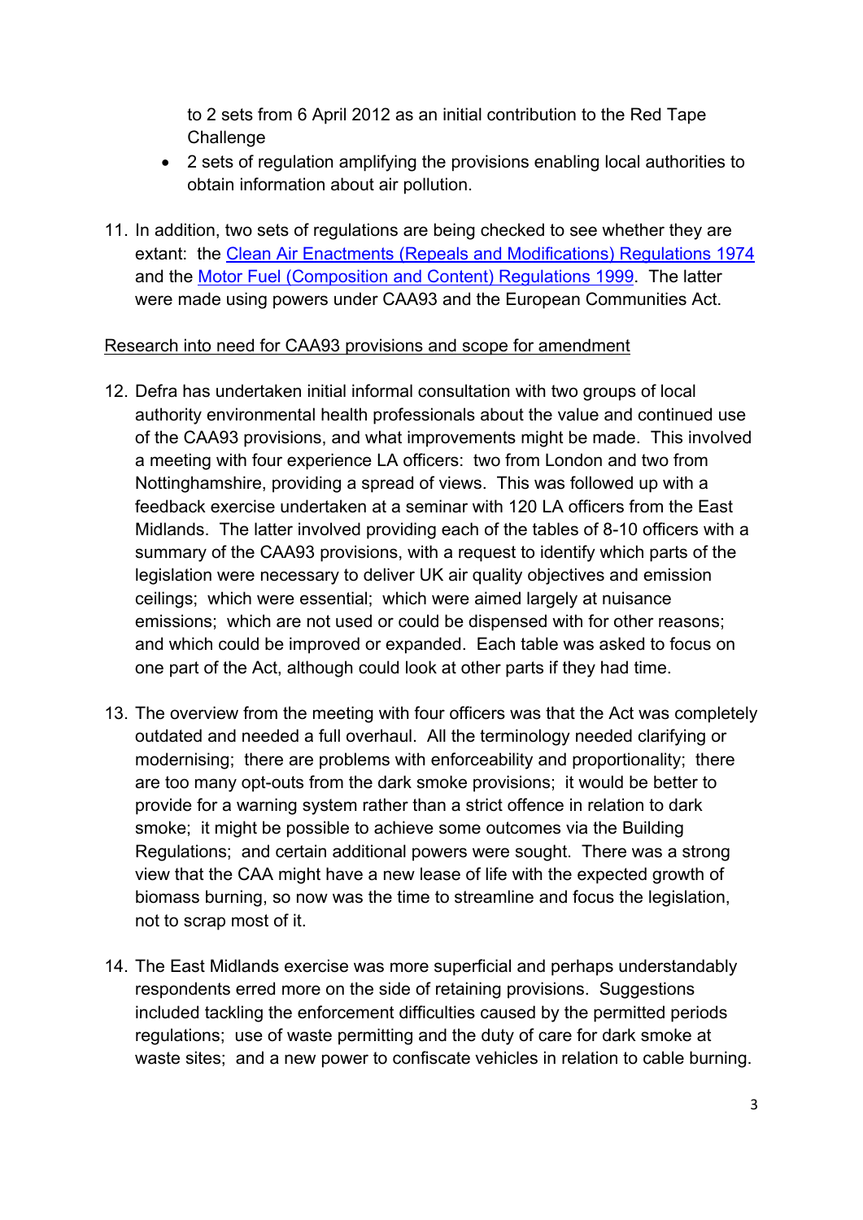to 2 sets from 6 April 2012 as an initial contribution to the Red Tape Challenge

- 2 sets of regulation amplifying the provisions enabling local authorities to obtain information about air pollution.

11. In addition, two sets of regulations are being checked to see whether they are extant: the [Clean Air Enactments (Repeals and Modifications) Regulations 1974]() and the [Motor Fuel (Composition and Content) Regulations 1999](). The latter were made using powers under CAA93 and the European Communities Act.

<u>Research into need for CAA93 provisions and scope for amendment</u>

12. Defra has undertaken initial informal consultation with two groups of local authority environmental health professionals about the value and continued use of the CAA93 provisions, and what improvements might be made. This involved a meeting with four experience LA officers: two from London and two from Nottinghamshire, providing a spread of views. This was followed up with a feedback exercise undertaken at a seminar with 120 LA officers from the East Midlands. The latter involved providing each of the tables of 8-10 officers with a summary of the CAA93 provisions, with a request to identify which parts of the legislation were necessary to deliver UK air quality objectives and emission ceilings; which were essential; which were aimed largely at nuisance emissions; which are not used or could be dispensed with for other reasons; and which could be improved or expanded. Each table was asked to focus on one part of the Act, although could look at other parts if they had time.

13. The overview from the meeting with four officers was that the Act was completely outdated and needed a full overhaul. All the terminology needed clarifying or modernising; there are problems with enforceability and proportionality; there are too many opt-outs from the dark smoke provisions; it would be better to provide for a warning system rather than a strict offence in relation to dark smoke; it might be possible to achieve some outcomes via the Building Regulations; and certain additional powers were sought. There was a strong view that the CAA might have a new lease of life with the expected growth of biomass burning, so now was the time to streamline and focus the legislation, not to scrap most of it.

14. The East Midlands exercise was more superficial and perhaps understandably respondents erred more on the side of retaining provisions. Suggestions included tackling the enforcement difficulties caused by the permitted periods regulations; use of waste permitting and the duty of care for dark smoke at waste sites; and a new power to confiscate vehicles in relation to cable burning.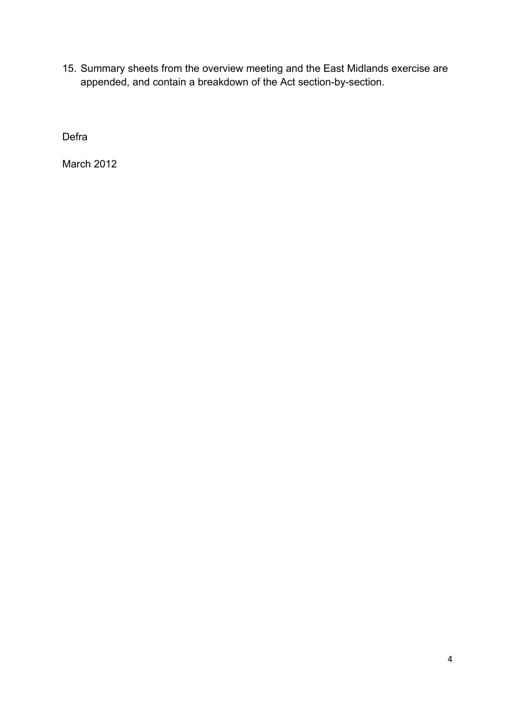15. Summary sheets from the overview meeting and the East Midlands exercise are appended, and contain a breakdown of the Act section-by-section.

Defra

March 2012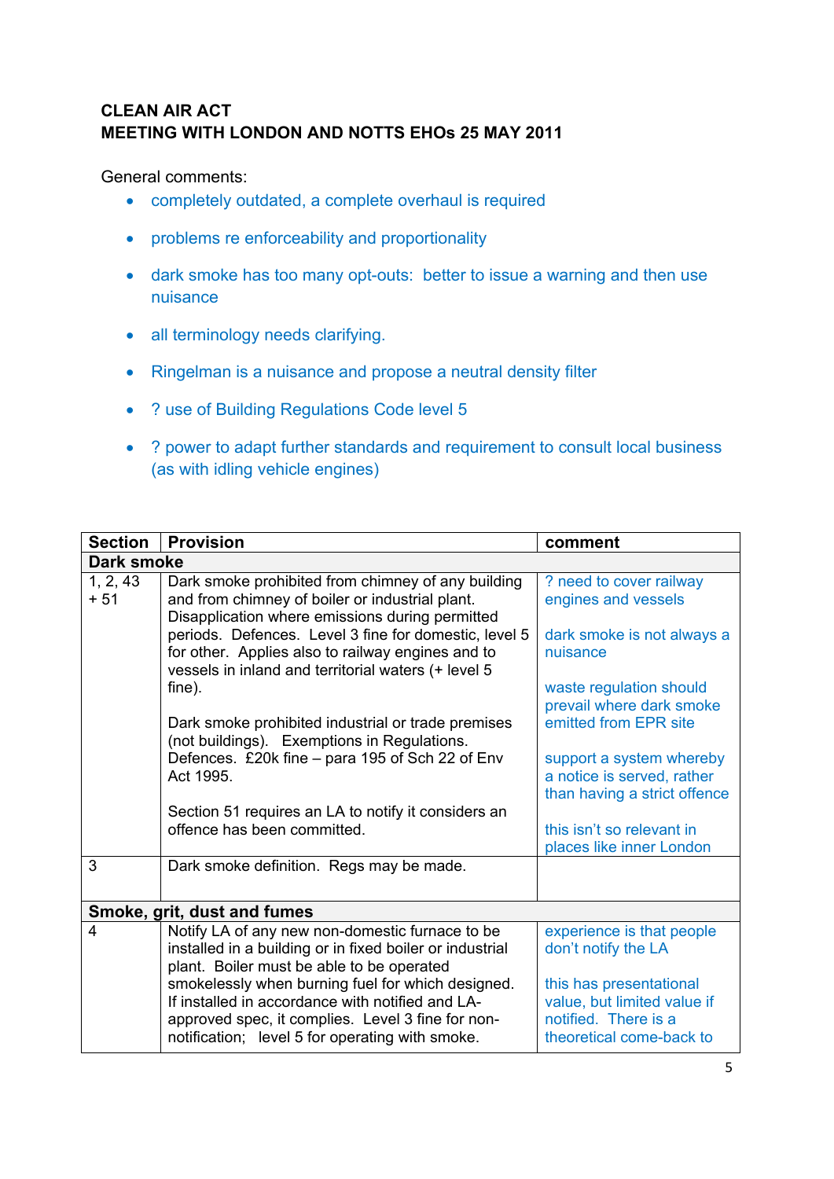**CLEAN AIR ACT**
**MEETING WITH LONDON AND NOTTS EHOs 25 MAY 2011**

General comments:

- completely outdated, a complete overhaul is required
- problems re enforceability and proportionality
- dark smoke has too many opt-outs: better to issue a warning and then use nuisance
- all terminology needs clarifying.
- Ringelman is a nuisance and propose a neutral density filter
- ? use of Building Regulations Code level 5
- ? power to adapt further standards and requirement to consult local business (as with idling vehicle engines)

| Section | Provision | comment |
|---|---|---|
| **Dark smoke** | | |
| 1, 2, 43 + 51 | Dark smoke prohibited from chimney of any building and from chimney of boiler or industrial plant. Disapplication where emissions during permitted periods. Defences. Level 3 fine for domestic, level 5 for other. Applies also to railway engines and to vessels in inland and territorial waters (+ level 5 fine).<br><br>Dark smoke prohibited industrial or trade premises (not buildings). Exemptions in Regulations. Defences. £20k fine – para 195 of Sch 22 of Env Act 1995.<br><br>Section 51 requires an LA to notify it considers an offence has been committed. | ? need to cover railway engines and vessels<br><br>dark smoke is not always a nuisance<br><br>waste regulation should prevail where dark smoke emitted from EPR site<br><br>support a system whereby a notice is served, rather than having a strict offence<br><br>this isn't so relevant in places like inner London |
| 3 | Dark smoke definition. Regs may be made. | |
| **Smoke, grit, dust and fumes** | | |
| 4 | Notify LA of any new non-domestic furnace to be installed in a building or in fixed boiler or industrial plant. Boiler must be able to be operated smokelessly when burning fuel for which designed. If installed in accordance with notified and LA-approved spec, it complies. Level 3 fine for non-notification; level 5 for operating with smoke. | experience is that people don't notify the LA<br><br>this has presentational value, but limited value if notified. There is a theoretical come-back to |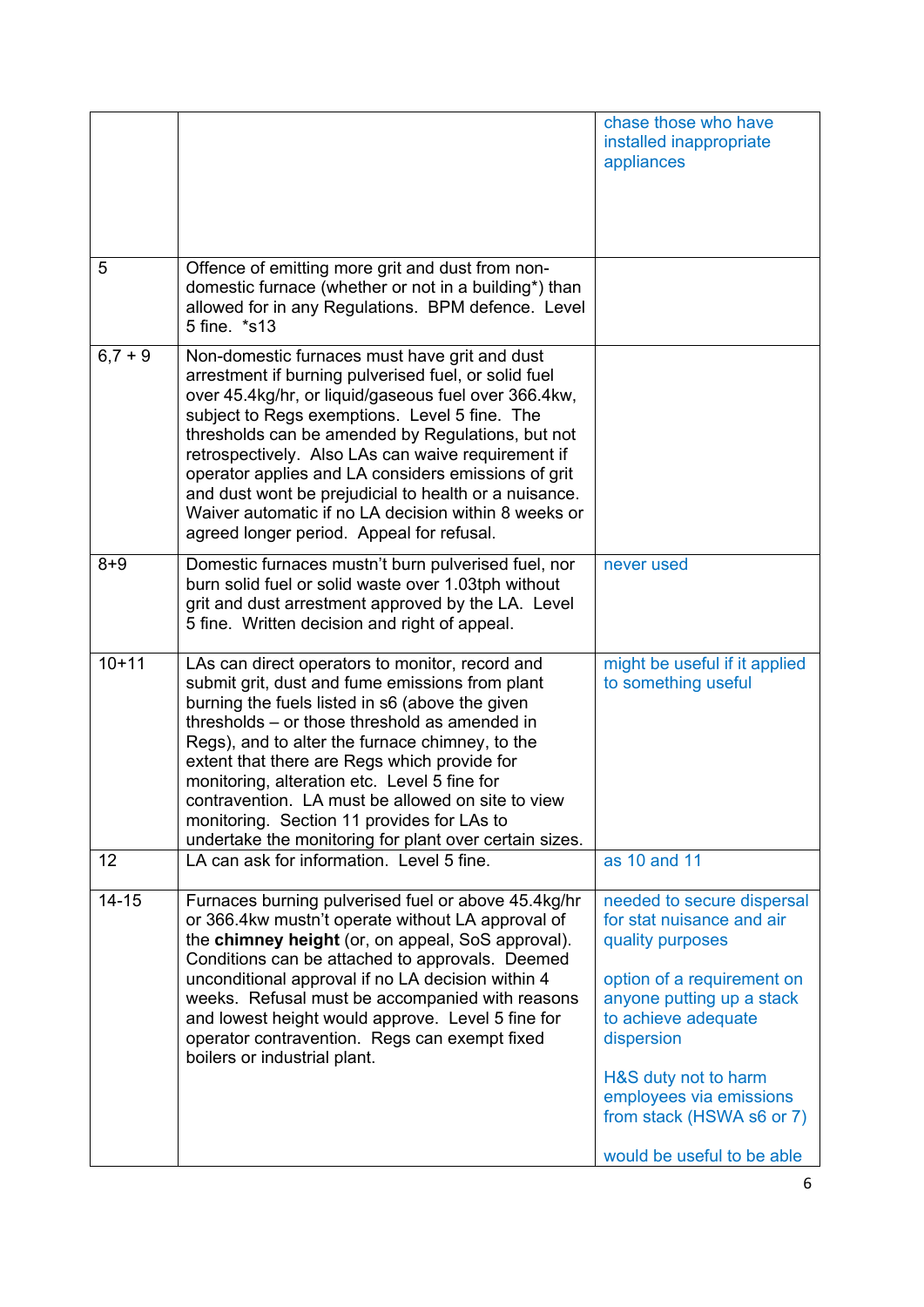| | | |
|---|---|---|
| | | chase those who have installed inappropriate appliances |
| 5 | Offence of emitting more grit and dust from non-domestic furnace (whether or not in a building*) than allowed for in any Regulations. BPM defence. Level 5 fine. *s13 | |
| 6,7 + 9 | Non-domestic furnaces must have grit and dust arrestment if burning pulverised fuel, or solid fuel over 45.4kg/hr, or liquid/gaseous fuel over 366.4kw, subject to Regs exemptions. Level 5 fine. The thresholds can be amended by Regulations, but not retrospectively. Also LAs can waive requirement if operator applies and LA considers emissions of grit and dust wont be prejudicial to health or a nuisance. Waiver automatic if no LA decision within 8 weeks or agreed longer period. Appeal for refusal. | |
| 8+9 | Domestic furnaces mustn't burn pulverised fuel, nor burn solid fuel or solid waste over 1.03tph without grit and dust arrestment approved by the LA. Level 5 fine. Written decision and right of appeal. | never used |
| 10+11 | LAs can direct operators to monitor, record and submit grit, dust and fume emissions from plant burning the fuels listed in s6 (above the given thresholds – or those threshold as amended in Regs), and to alter the furnace chimney, to the extent that there are Regs which provide for monitoring, alteration etc. Level 5 fine for contravention. LA must be allowed on site to view monitoring. Section 11 provides for LAs to undertake the monitoring for plant over certain sizes. | might be useful if it applied to something useful |
| 12 | LA can ask for information. Level 5 fine. | as 10 and 11 |
| 14-15 | Furnaces burning pulverised fuel or above 45.4kg/hr or 366.4kw mustn't operate without LA approval of the **chimney height** (or, on appeal, SoS approval). Conditions can be attached to approvals. Deemed unconditional approval if no LA decision within 4 weeks. Refusal must be accompanied with reasons and lowest height would approve. Level 5 fine for operator contravention. Regs can exempt fixed boilers or industrial plant. | needed to secure dispersal for stat nuisance and air quality purposes<br><br>option of a requirement on anyone putting up a stack to achieve adequate dispersion<br><br>H&S duty not to harm employees via emissions from stack (HSWA s6 or 7)<br><br>would be useful to be able |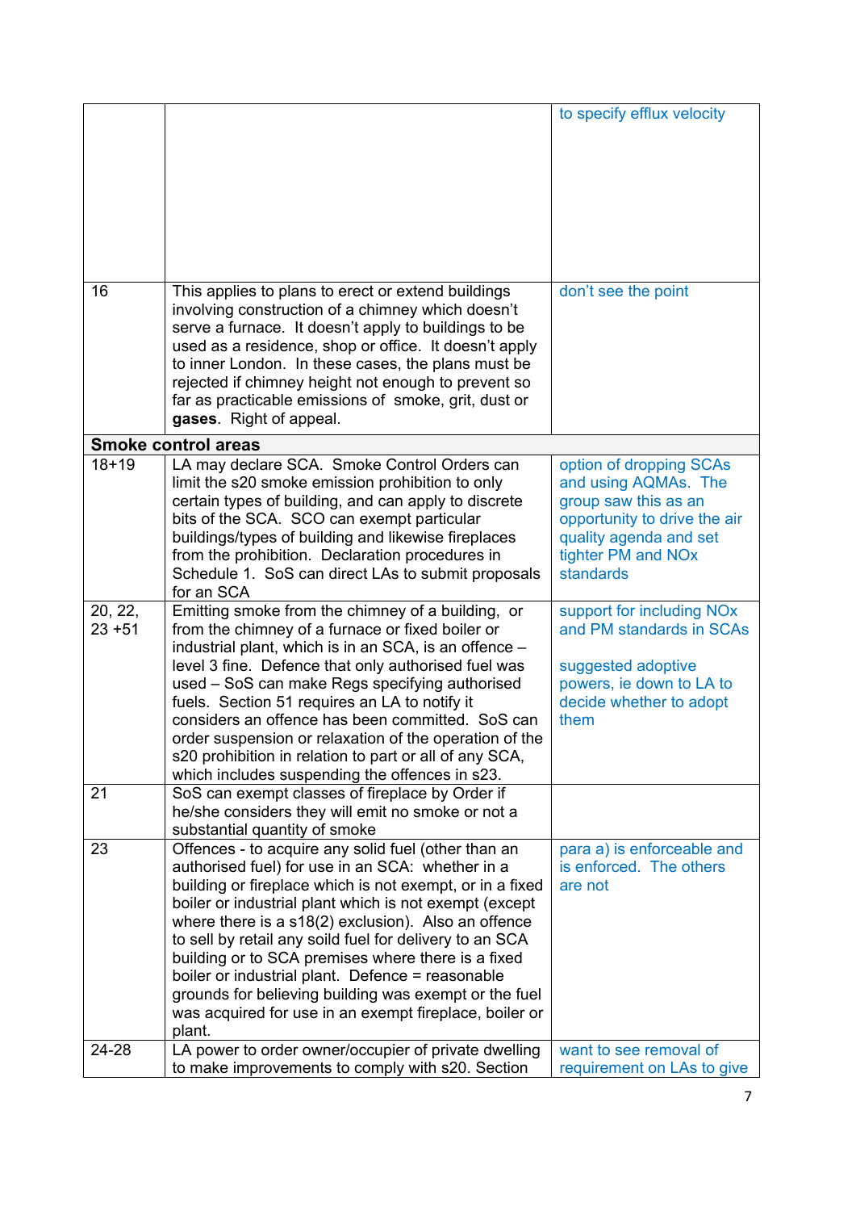| | | |
|---|---|---|
| | | to specify efflux velocity |
| 16 | This applies to plans to erect or extend buildings involving construction of a chimney which doesn't serve a furnace. It doesn't apply to buildings to be used as a residence, shop or office. It doesn't apply to inner London. In these cases, the plans must be rejected if chimney height not enough to prevent so far as practicable emissions of smoke, grit, dust or **gases**. Right of appeal. | don't see the point |
| **Smoke control areas** | | |
| 18+19 | LA may declare SCA. Smoke Control Orders can limit the s20 smoke emission prohibition to only certain types of building, and can apply to discrete bits of the SCA. SCO can exempt particular buildings/types of building and likewise fireplaces from the prohibition. Declaration procedures in Schedule 1. SoS can direct LAs to submit proposals for an SCA | option of dropping SCAs and using AQMAs. The group saw this as an opportunity to drive the air quality agenda and set tighter PM and NOx standards |
| 20, 22, 23 +51 | Emitting smoke from the chimney of a building, or from the chimney of a furnace or fixed boiler or industrial plant, which is in an SCA, is an offence – level 3 fine. Defence that only authorised fuel was used – SoS can make Regs specifying authorised fuels. Section 51 requires an LA to notify it considers an offence has been committed. SoS can order suspension or relaxation of the operation of the s20 prohibition in relation to part or all of any SCA, which includes suspending the offences in s23. | support for including NOx and PM standards in SCAs<br><br>suggested adoptive powers, ie down to LA to decide whether to adopt them |
| 21 | SoS can exempt classes of fireplace by Order if he/she considers they will emit no smoke or not a substantial quantity of smoke | |
| 23 | Offences - to acquire any solid fuel (other than an authorised fuel) for use in an SCA: whether in a building or fireplace which is not exempt, or in a fixed boiler or industrial plant which is not exempt (except where there is a s18(2) exclusion). Also an offence to sell by retail any soild fuel for delivery to an SCA building or to SCA premises where there is a fixed boiler or industrial plant. Defence = reasonable grounds for believing building was exempt or the fuel was acquired for use in an exempt fireplace, boiler or plant. | para a) is enforceable and is enforced. The others are not |
| 24-28 | LA power to order owner/occupier of private dwelling to make improvements to comply with s20. Section | want to see removal of requirement on LAs to give |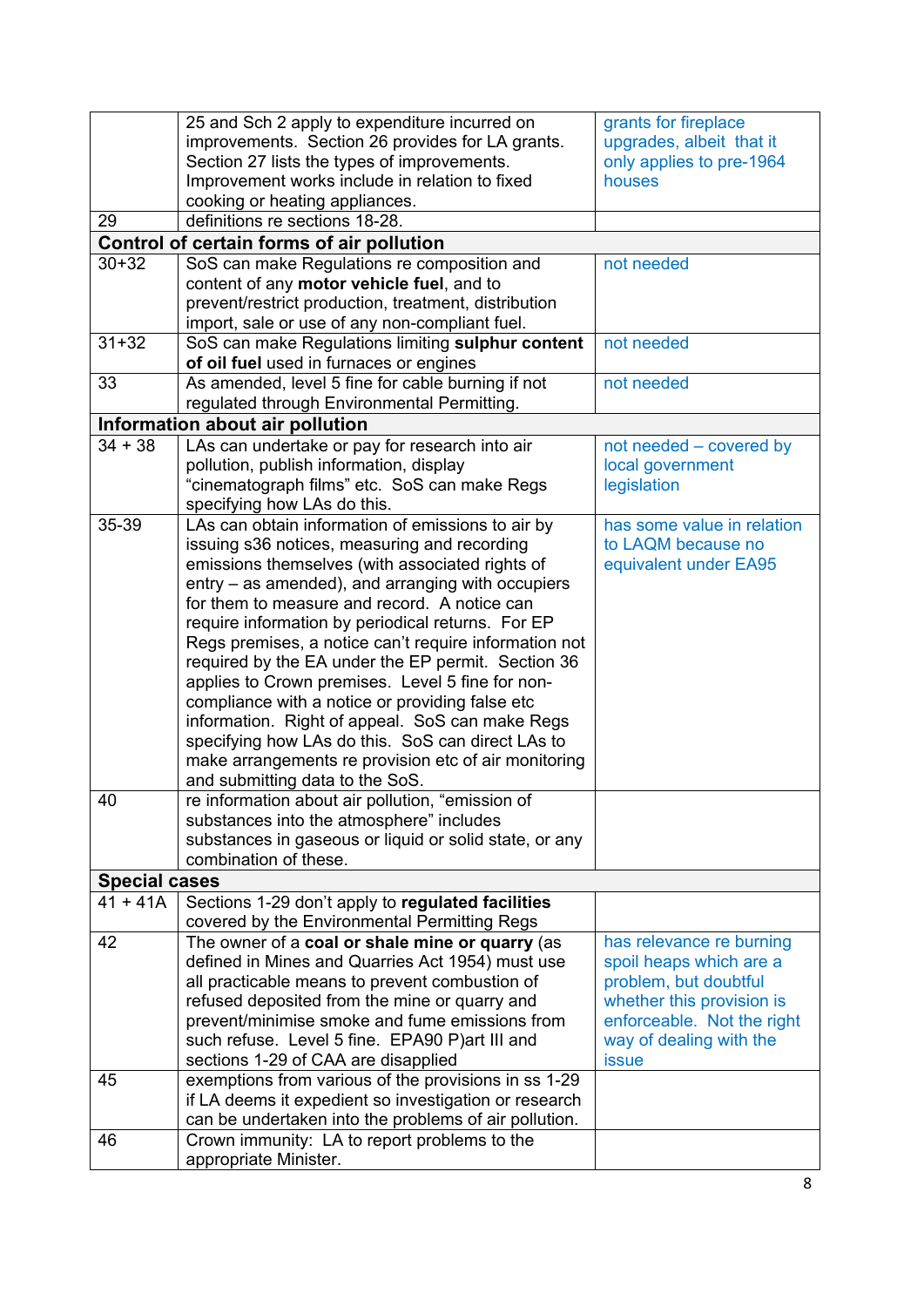| | | |
|---|---|---|
| | 25 and Sch 2 apply to expenditure incurred on improvements. Section 26 provides for LA grants. Section 27 lists the types of improvements. Improvement works include in relation to fixed cooking or heating appliances. | grants for fireplace upgrades, albeit that it only applies to pre-1964 houses |
| 29 | definitions re sections 18-28. | |
| **Control of certain forms of air pollution** | | |
| 30+32 | SoS can make Regulations re composition and content of any **motor vehicle fuel**, and to prevent/restrict production, treatment, distribution import, sale or use of any non-compliant fuel. | not needed |
| 31+32 | SoS can make Regulations limiting **sulphur content of oil fuel** used in furnaces or engines | not needed |
| 33 | As amended, level 5 fine for cable burning if not regulated through Environmental Permitting. | not needed |
| **Information about air pollution** | | |
| 34 + 38 | LAs can undertake or pay for research into air pollution, publish information, display "cinematograph films" etc. SoS can make Regs specifying how LAs do this. | not needed – covered by local government legislation |
| 35-39 | LAs can obtain information of emissions to air by issuing s36 notices, measuring and recording emissions themselves (with associated rights of entry – as amended), and arranging with occupiers for them to measure and record. A notice can require information by periodical returns. For EP Regs premises, a notice can't require information not required by the EA under the EP permit. Section 36 applies to Crown premises. Level 5 fine for non-compliance with a notice or providing false etc information. Right of appeal. SoS can make Regs specifying how LAs do this. SoS can direct LAs to make arrangements re provision etc of air monitoring and submitting data to the SoS. | has some value in relation to LAQM because no equivalent under EA95 |
| 40 | re information about air pollution, "emission of substances into the atmosphere" includes substances in gaseous or liquid or solid state, or any combination of these. | |
| **Special cases** | | |
| 41 + 41A | Sections 1-29 don't apply to **regulated facilities** covered by the Environmental Permitting Regs | |
| 42 | The owner of a **coal or shale mine or quarry** (as defined in Mines and Quarries Act 1954) must use all practicable means to prevent combustion of refused deposited from the mine or quarry and prevent/minimise smoke and fume emissions from such refuse. Level 5 fine. EPA90 P)art III and sections 1-29 of CAA are disapplied | has relevance re burning spoil heaps which are a problem, but doubtful whether this provision is enforceable. Not the right way of dealing with the issue |
| 45 | exemptions from various of the provisions in ss 1-29 if LA deems it expedient so investigation or research can be undertaken into the problems of air pollution. | |
| 46 | Crown immunity: LA to report problems to the appropriate Minister. | |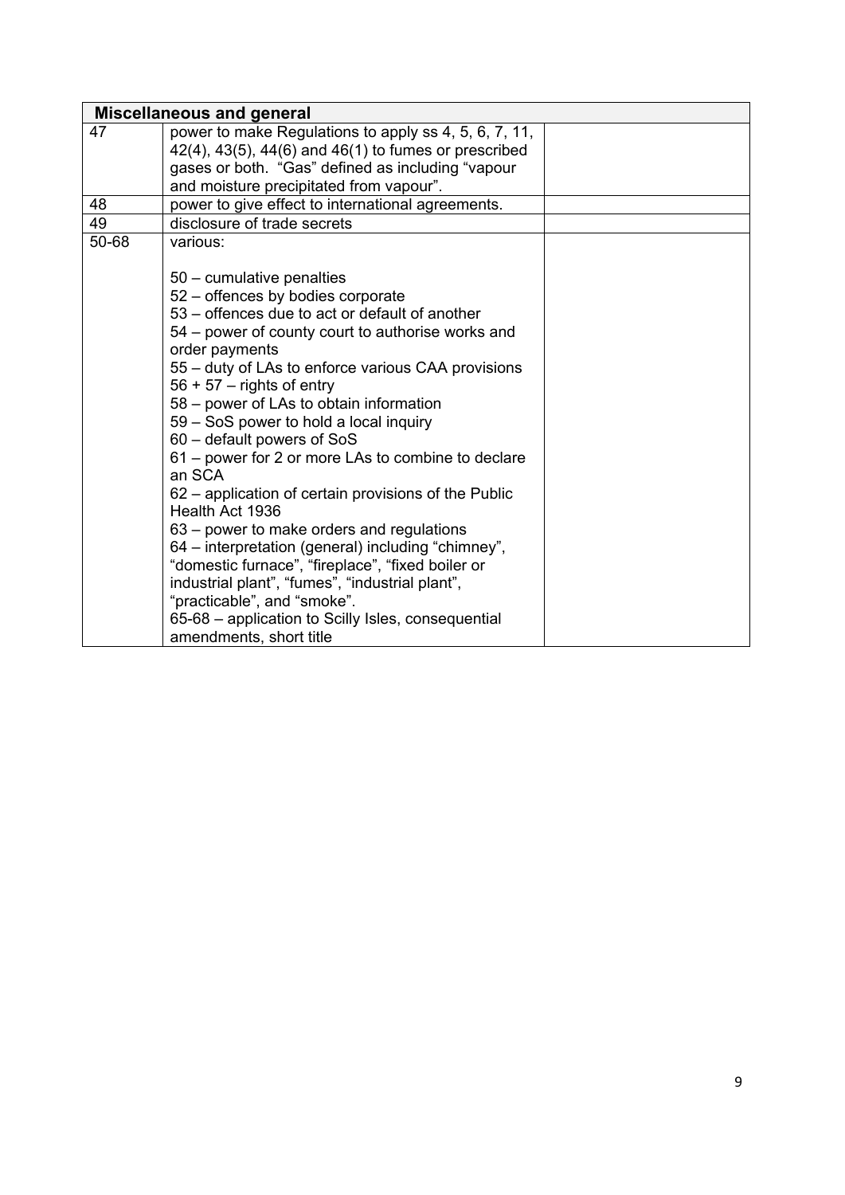| Miscellaneous and general | | |
|---|---|---|
| 47 | power to make Regulations to apply ss 4, 5, 6, 7, 11, 42(4), 43(5), 44(6) and 46(1) to fumes or prescribed gases or both. "Gas" defined as including "vapour and moisture precipitated from vapour". | |
| 48 | power to give effect to international agreements. | |
| 49 | disclosure of trade secrets | |
| 50-68 | various:<br><br>50 – cumulative penalties<br>52 – offences by bodies corporate<br>53 – offences due to act or default of another<br>54 – power of county court to authorise works and order payments<br>55 – duty of LAs to enforce various CAA provisions<br>56 + 57 – rights of entry<br>58 – power of LAs to obtain information<br>59 – SoS power to hold a local inquiry<br>60 – default powers of SoS<br>61 – power for 2 or more LAs to combine to declare an SCA<br>62 – application of certain provisions of the Public Health Act 1936<br>63 – power to make orders and regulations<br>64 – interpretation (general) including "chimney", "domestic furnace", "fireplace", "fixed boiler or industrial plant", "fumes", "industrial plant", "practicable", and "smoke".<br>65-68 – application to Scilly Isles, consequential amendments, short title | |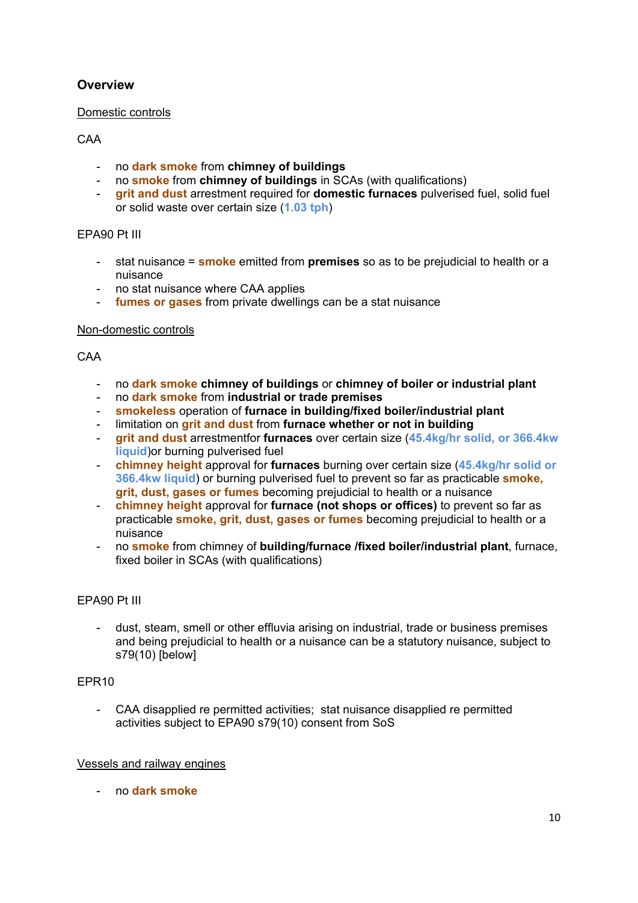## Overview

Domestic controls

CAA

- no **dark smoke** from **chimney of buildings**
- no **smoke** from **chimney of buildings** in SCAs (with qualifications)
- **grit and dust** arrestment required for **domestic furnaces** pulverised fuel, solid fuel or solid waste over certain size (**1.03 tph**)

EPA90 Pt III

- stat nuisance = **smoke** emitted from **premises** so as to be prejudicial to health or a nuisance
- no stat nuisance where CAA applies
- **fumes or gases** from private dwellings can be a stat nuisance

Non-domestic controls

CAA

- no **dark smoke** **chimney of buildings** or **chimney of boiler or industrial plant**
- no **dark smoke** from **industrial or trade premises**
- **smokeless** operation of **furnace in building/fixed boiler/industrial plant**
- limitation on **grit and dust** from **furnace whether or not in building**
- **grit and dust** arrestmentfor **furnaces** over certain size (**45.4kg/hr solid, or 366.4kw liquid**)or burning pulverised fuel
- **chimney height** approval for **furnaces** burning over certain size (**45.4kg/hr solid or 366.4kw liquid**) or burning pulverised fuel to prevent so far as practicable **smoke, grit, dust, gases or fumes** becoming prejudicial to health or a nuisance
- **chimney height** approval for **furnace (not shops or offices)** to prevent so far as practicable **smoke, grit, dust, gases or fumes** becoming prejudicial to health or a nuisance
- no **smoke** from chimney of **building/furnace /fixed boiler/industrial plant**, furnace, fixed boiler in SCAs (with qualifications)

EPA90 Pt III

- dust, steam, smell or other effluvia arising on industrial, trade or business premises and being prejudicial to health or a nuisance can be a statutory nuisance, subject to s79(10) [below]

EPR10

- CAA disapplied re permitted activities; stat nuisance disapplied re permitted activities subject to EPA90 s79(10) consent from SoS

Vessels and railway engines

- no **dark smoke**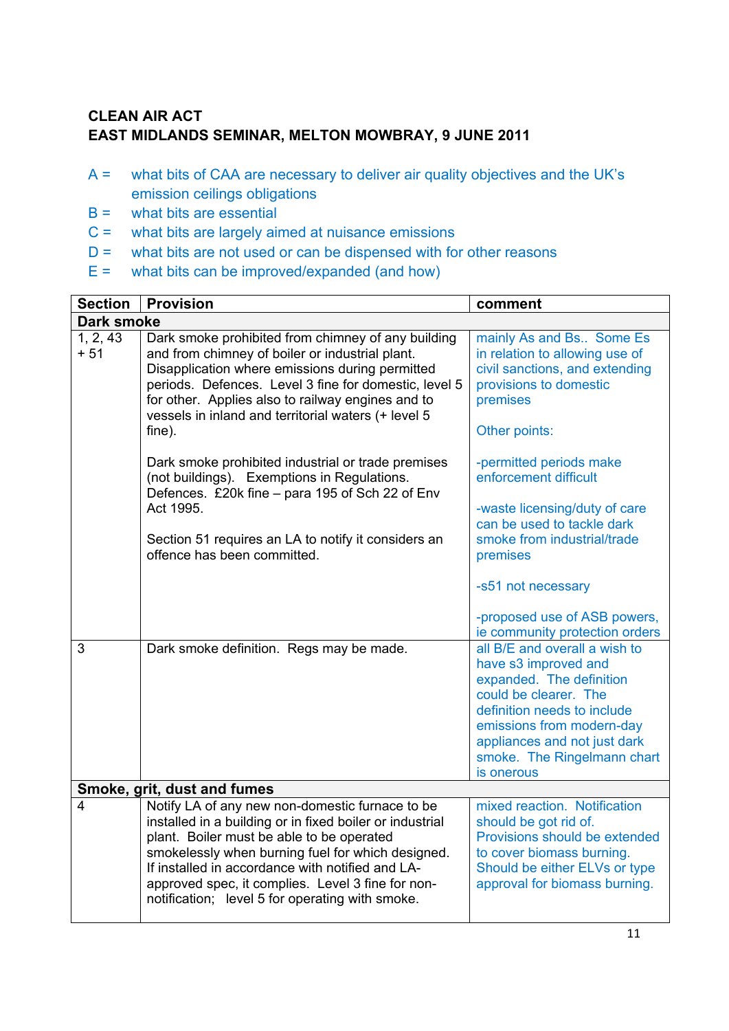**CLEAN AIR ACT**
**EAST MIDLANDS SEMINAR, MELTON MOWBRAY, 9 JUNE 2011**

A = what bits of CAA are necessary to deliver air quality objectives and the UK's emission ceilings obligations
B = what bits are essential
C = what bits are largely aimed at nuisance emissions
D = what bits are not used or can be dispensed with for other reasons
E = what bits can be improved/expanded (and how)

| Section | Provision | comment |
|---|---|---|
| **Dark smoke** | | |
| 1, 2, 43 + 51 | Dark smoke prohibited from chimney of any building and from chimney of boiler or industrial plant. Disapplication where emissions during permitted periods. Defences. Level 3 fine for domestic, level 5 for other. Applies also to railway engines and to vessels in inland and territorial waters (+ level 5 fine).<br><br>Dark smoke prohibited industrial or trade premises (not buildings). Exemptions in Regulations. Defences. £20k fine – para 195 of Sch 22 of Env Act 1995.<br><br>Section 51 requires an LA to notify it considers an offence has been committed. | mainly As and Bs.. Some Es in relation to allowing use of civil sanctions, and extending provisions to domestic premises<br><br>Other points:<br><br>-permitted periods make enforcement difficult<br><br>-waste licensing/duty of care can be used to tackle dark smoke from industrial/trade premises<br><br>-s51 not necessary<br><br>-proposed use of ASB powers, ie community protection orders |
| 3 | Dark smoke definition. Regs may be made. | all B/E and overall a wish to have s3 improved and expanded. The definition could be clearer. The definition needs to include emissions from modern-day appliances and not just dark smoke. The Ringelmann chart is onerous |
| **Smoke, grit, dust and fumes** | | |
| 4 | Notify LA of any new non-domestic furnace to be installed in a building or in fixed boiler or industrial plant. Boiler must be able to be operated smokelessly when burning fuel for which designed. If installed in accordance with notified and LA-approved spec, it complies. Level 3 fine for non-notification; level 5 for operating with smoke. | mixed reaction. Notification should be got rid of. Provisions should be extended to cover biomass burning. Should be either ELVs or type approval for biomass burning. |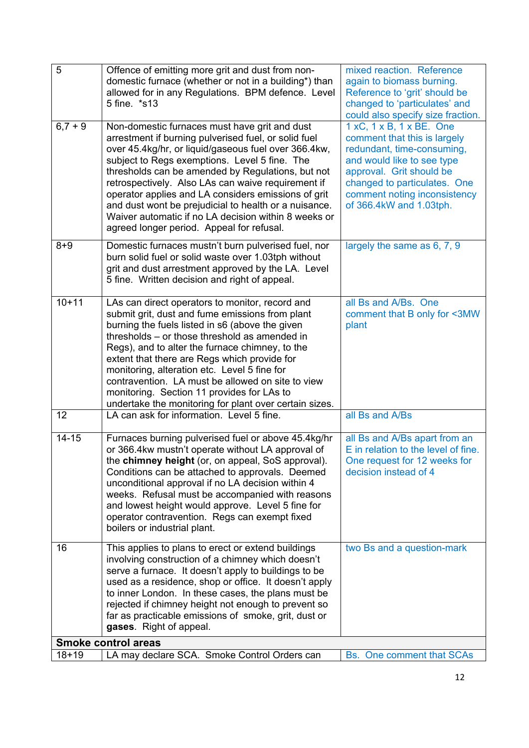| 5 | Offence of emitting more grit and dust from non-domestic furnace (whether or not in a building*) than allowed for in any Regulations. BPM defence. Level 5 fine. *s13 | mixed reaction. Reference again to biomass burning. Reference to 'grit' should be changed to 'particulates' and could also specify size fraction. |
|---|---|---|
| 6,7 + 9 | Non-domestic furnaces must have grit and dust arrestment if burning pulverised fuel, or solid fuel over 45.4kg/hr, or liquid/gaseous fuel over 366.4kw, subject to Regs exemptions. Level 5 fine. The thresholds can be amended by Regulations, but not retrospectively. Also LAs can waive requirement if operator applies and LA considers emissions of grit and dust wont be prejudicial to health or a nuisance. Waiver automatic if no LA decision within 8 weeks or agreed longer period. Appeal for refusal. | 1 xC, 1 x B, 1 x BE. One comment that this is largely redundant, time-consuming, and would like to see type approval. Grit should be changed to particulates. One comment noting inconsistency of 366.4kW and 1.03tph. |
| 8+9 | Domestic furnaces mustn't burn pulverised fuel, nor burn solid fuel or solid waste over 1.03tph without grit and dust arrestment approved by the LA. Level 5 fine. Written decision and right of appeal. | largely the same as 6, 7, 9 |
| 10+11 | LAs can direct operators to monitor, record and submit grit, dust and fume emissions from plant burning the fuels listed in s6 (above the given thresholds – or those threshold as amended in Regs), and to alter the furnace chimney, to the extent that there are Regs which provide for monitoring, alteration etc. Level 5 fine for contravention. LA must be allowed on site to view monitoring. Section 11 provides for LAs to undertake the monitoring for plant over certain sizes. | all Bs and A/Bs. One comment that B only for <3MW plant |
| 12 | LA can ask for information. Level 5 fine. | all Bs and A/Bs |
| 14-15 | Furnaces burning pulverised fuel or above 45.4kg/hr or 366.4kw mustn't operate without LA approval of the **chimney height** (or, on appeal, SoS approval). Conditions can be attached to approvals. Deemed unconditional approval if no LA decision within 4 weeks. Refusal must be accompanied with reasons and lowest height would approve. Level 5 fine for operator contravention. Regs can exempt fixed boilers or industrial plant. | all Bs and A/Bs apart from an E in relation to the level of fine. One request for 12 weeks for decision instead of 4 |
| 16 | This applies to plans to erect or extend buildings involving construction of a chimney which doesn't serve a furnace. It doesn't apply to buildings to be used as a residence, shop or office. It doesn't apply to inner London. In these cases, the plans must be rejected if chimney height not enough to prevent so far as practicable emissions of smoke, grit, dust or **gases**. Right of appeal. | two Bs and a question-mark |
| **Smoke control areas** | | |
| 18+19 | LA may declare SCA. Smoke Control Orders can | Bs. One comment that SCAs |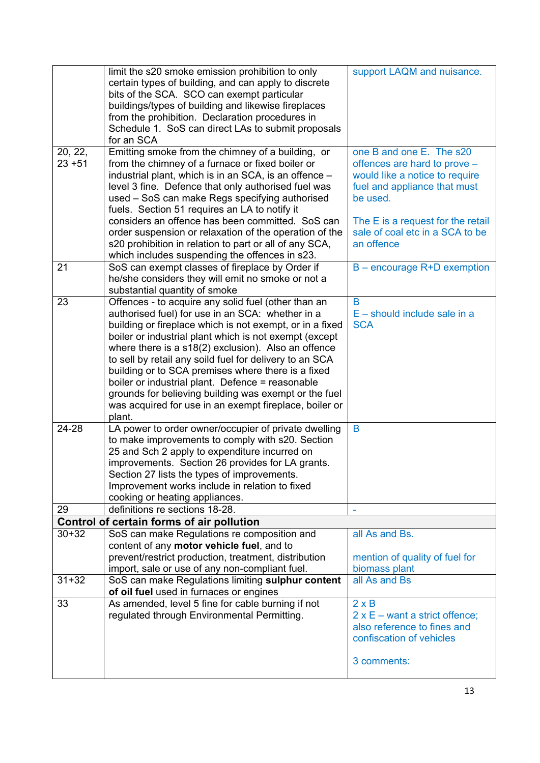| | | |
|---|---|---|
| | limit the s20 smoke emission prohibition to only certain types of building, and can apply to discrete bits of the SCA. SCO can exempt particular buildings/types of building and likewise fireplaces from the prohibition. Declaration procedures in Schedule 1. SoS can direct LAs to submit proposals for an SCA | support LAQM and nuisance. |
| 20, 22, 23 +51 | Emitting smoke from the chimney of a building, or from the chimney of a furnace or fixed boiler or industrial plant, which is in an SCA, is an offence – level 3 fine. Defence that only authorised fuel was used – SoS can make Regs specifying authorised fuels. Section 51 requires an LA to notify it considers an offence has been committed. SoS can order suspension or relaxation of the operation of the s20 prohibition in relation to part or all of any SCA, which includes suspending the offences in s23. | one B and one E. The s20 offences are hard to prove – would like a notice to require fuel and appliance that must be used.<br><br>The E is a request for the retail sale of coal etc in a SCA to be an offence |
| 21 | SoS can exempt classes of fireplace by Order if he/she considers they will emit no smoke or not a substantial quantity of smoke | B – encourage R+D exemption |
| 23 | Offences - to acquire any solid fuel (other than an authorised fuel) for use in an SCA: whether in a building or fireplace which is not exempt, or in a fixed boiler or industrial plant which is not exempt (except where there is a s18(2) exclusion). Also an offence to sell by retail any soild fuel for delivery to an SCA building or to SCA premises where there is a fixed boiler or industrial plant. Defence = reasonable grounds for believing building was exempt or the fuel was acquired for use in an exempt fireplace, boiler or plant. | B<br>E – should include sale in a SCA |
| 24-28 | LA power to order owner/occupier of private dwelling to make improvements to comply with s20. Section 25 and Sch 2 apply to expenditure incurred on improvements. Section 26 provides for LA grants. Section 27 lists the types of improvements. Improvement works include in relation to fixed cooking or heating appliances. | B |
| 29 | definitions re sections 18-28. | - |
| **Control of certain forms of air pollution** | | |
| 30+32 | SoS can make Regulations re composition and content of any **motor vehicle fuel**, and to prevent/restrict production, treatment, distribution import, sale or use of any non-compliant fuel. | all As and Bs.<br><br>mention of quality of fuel for biomass plant |
| 31+32 | SoS can make Regulations limiting **sulphur content of oil fuel** used in furnaces or engines | all As and Bs |
| 33 | As amended, level 5 fine for cable burning if not regulated through Environmental Permitting. | 2 x B<br>2 x E – want a strict offence; also reference to fines and confiscation of vehicles<br><br>3 comments: |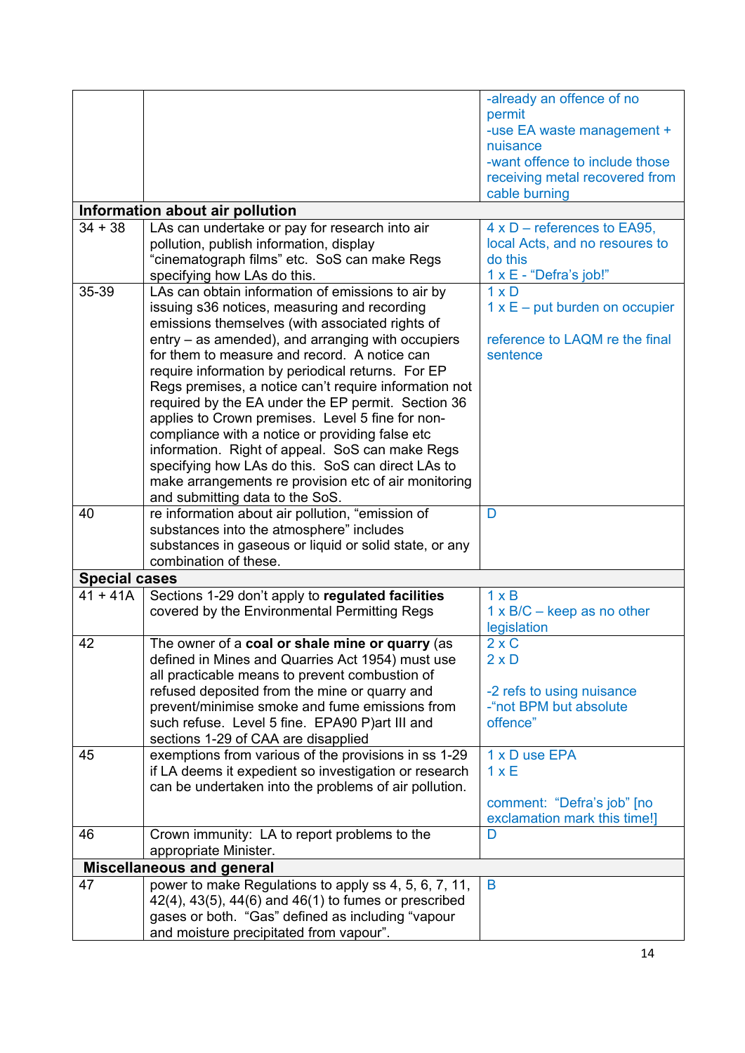| | | |
|---|---|---|
| | | -already an offence of no permit<br>-use EA waste management + nuisance<br>-want offence to include those receiving metal recovered from cable burning |
| **Information about air pollution** | | |
| 34 + 38 | LAs can undertake or pay for research into air pollution, publish information, display “cinematograph films” etc. SoS can make Regs specifying how LAs do this. | 4 x D – references to EA95, local Acts, and no resoures to do this<br>1 x E - “Defra’s job!” |
| 35-39 | LAs can obtain information of emissions to air by issuing s36 notices, measuring and recording emissions themselves (with associated rights of entry – as amended), and arranging with occupiers for them to measure and record. A notice can require information by periodical returns. For EP Regs premises, a notice can’t require information not required by the EA under the EP permit. Section 36 applies to Crown premises. Level 5 fine for non-compliance with a notice or providing false etc information. Right of appeal. SoS can make Regs specifying how LAs do this. SoS can direct LAs to make arrangements re provision etc of air monitoring and submitting data to the SoS. | 1 x D<br>1 x E – put burden on occupier<br><br>reference to LAQM re the final sentence |
| 40 | re information about air pollution, “emission of substances into the atmosphere” includes substances in gaseous or liquid or solid state, or any combination of these. | D |
| **Special cases** | | |
| 41 + 41A | Sections 1-29 don’t apply to **regulated facilities** covered by the Environmental Permitting Regs | 1 x B<br>1 x B/C – keep as no other legislation |
| 42 | The owner of a **coal or shale mine or quarry** (as defined in Mines and Quarries Act 1954) must use all practicable means to prevent combustion of refused deposited from the mine or quarry and prevent/minimise smoke and fume emissions from such refuse. Level 5 fine. EPA90 P)art III and sections 1-29 of CAA are disapplied | 2 x C<br>2 x D<br><br>-2 refs to using nuisance<br>-“not BPM but absolute offence” |
| 45 | exemptions from various of the provisions in ss 1-29 if LA deems it expedient so investigation or research can be undertaken into the problems of air pollution. | 1 x D use EPA<br>1 x E<br><br>comment: “Defra’s job” [no exclamation mark this time!] |
| 46 | Crown immunity: LA to report problems to the appropriate Minister. | D |
| **Miscellaneous and general** | | |
| 47 | power to make Regulations to apply ss 4, 5, 6, 7, 11, 42(4), 43(5), 44(6) and 46(1) to fumes or prescribed gases or both. “Gas” defined as including “vapour and moisture precipitated from vapour”. | B |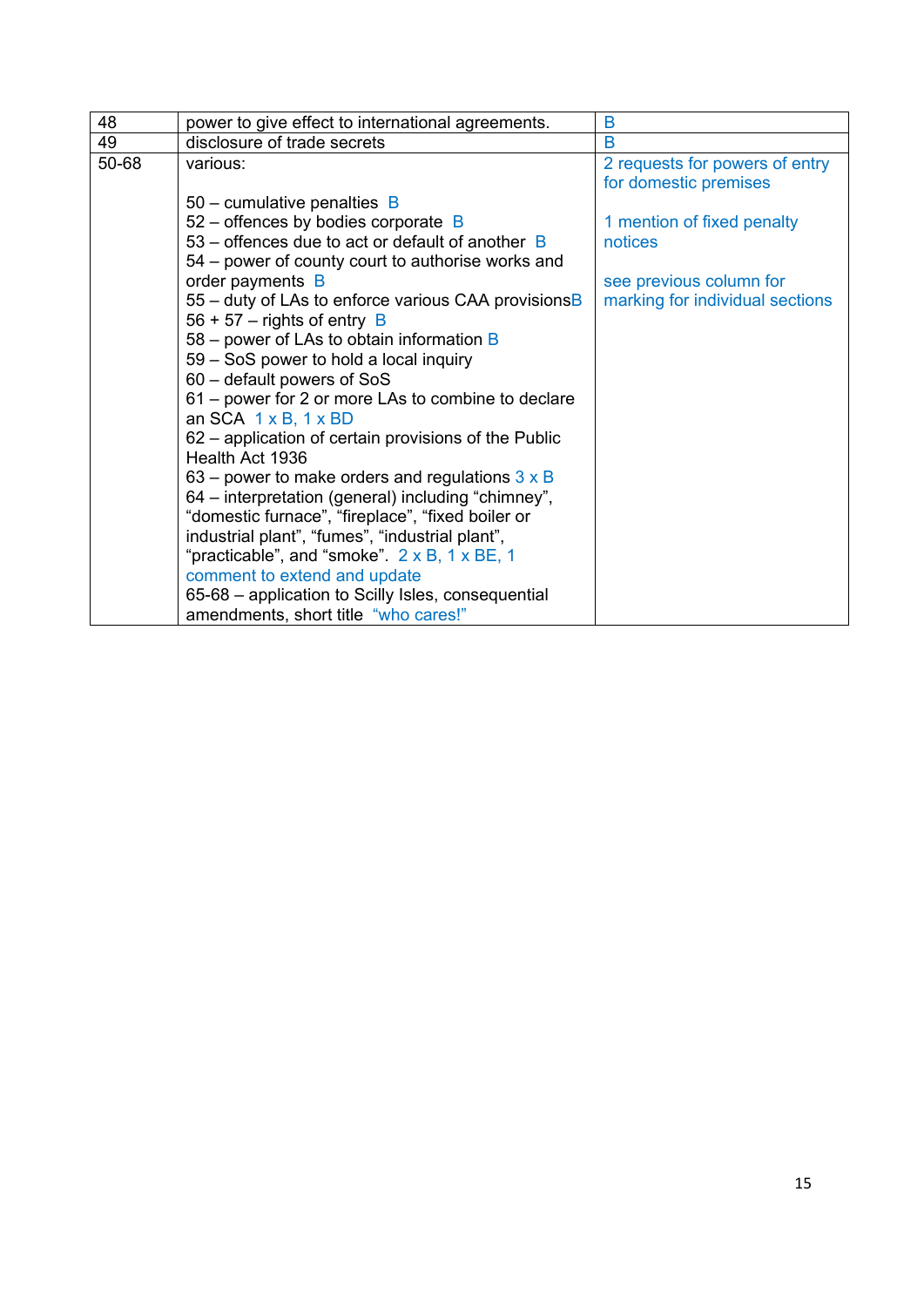| | | |
|---|---|---|
| 48 | power to give effect to international agreements. | B |
| 49 | disclosure of trade secrets | B |
| 50-68 | various:<br><br>50 – cumulative penalties B<br>52 – offences by bodies corporate B<br>53 – offences due to act or default of another B<br>54 – power of county court to authorise works and order payments B<br>55 – duty of LAs to enforce various CAA provisionsB<br>56 + 57 – rights of entry B<br>58 – power of LAs to obtain information B<br>59 – SoS power to hold a local inquiry<br>60 – default powers of SoS<br>61 – power for 2 or more LAs to combine to declare an SCA 1 x B, 1 x BD<br>62 – application of certain provisions of the Public Health Act 1936<br>63 – power to make orders and regulations 3 x B<br>64 – interpretation (general) including "chimney", "domestic furnace", "fireplace", "fixed boiler or industrial plant", "fumes", "industrial plant", "practicable", and "smoke". 2 x B, 1 x BE, 1 comment to extend and update<br>65-68 – application to Scilly Isles, consequential amendments, short title "who cares!" | 2 requests for powers of entry for domestic premises<br><br>1 mention of fixed penalty notices<br><br>see previous column for marking for individual sections |